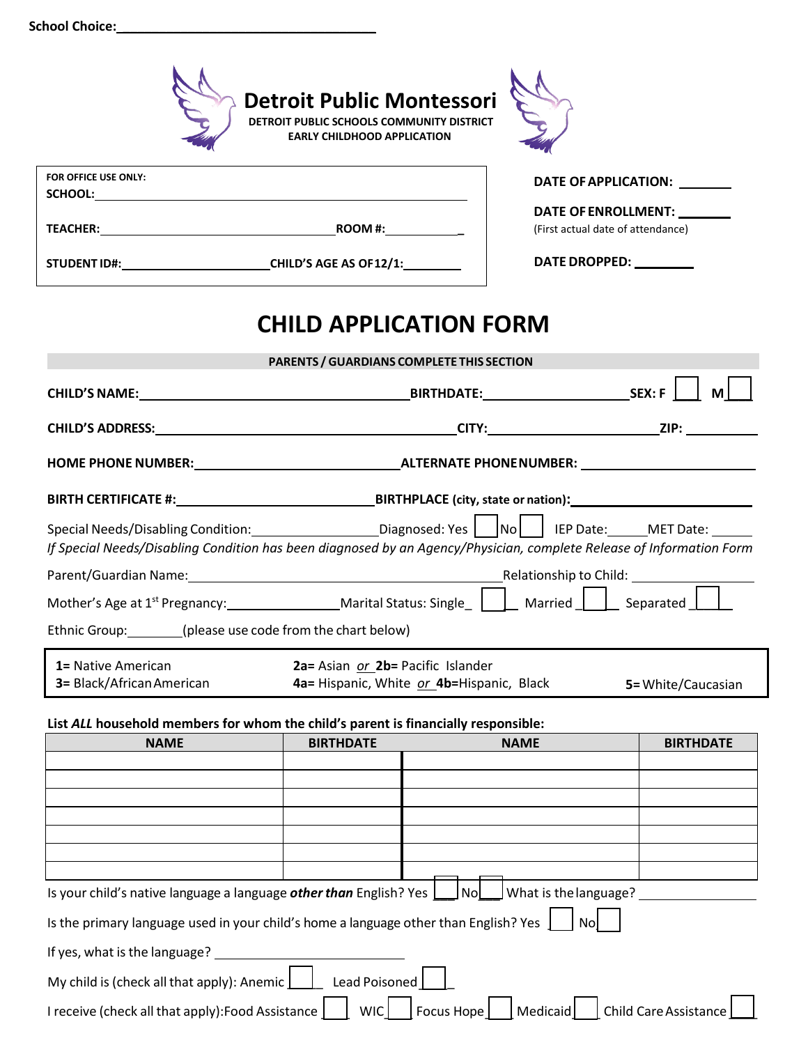School Choice: ___________________________________

# Detroit Public Montessori

**DETROIT PUBLIC SCHOOLS COMMUNITY DISTRICT**
**EARLY CHILDHOOD APPLICATION**

**FOR OFFICE USE ONLY:**
**SCHOOL:** ________________________________________________

**TEACHER:** ______________________________ **ROOM #:** ____________

**STUDENT ID#:** ____________________ **CHILD'S AGE AS OF 12/1:** ________

**DATE OF APPLICATION:** ________

**DATE OF ENROLLMENT:** ________
(First actual date of attendance)

**DATE DROPPED:** ________

# CHILD APPLICATION FORM

**PARENTS / GUARDIANS COMPLETE THIS SECTION**

**CHILD'S NAME:** ______________________________ **BIRTHDATE:** ____________________ **SEX: F** ☐ **M** ☐

**CHILD'S ADDRESS:** ______________________________ **CITY:** ____________________ **ZIP:** __________

**HOME PHONE NUMBER:** ______________________________ **ALTERNATE PHONE NUMBER:** ____________________

**BIRTH CERTIFICATE #:** ______________________________ **BIRTHPLACE (city, state or nation):** ____________________

Special Needs/Disabling Condition: __________________ Diagnosed: Yes ☐ No ☐ IEP Date: ______ MET Date: ______
*If Special Needs/Disabling Condition has been diagnosed by an Agency/Physician, complete Release of Information Form*

Parent/Guardian Name: ______________________________ Relationship to Child: ____________________

Mother's Age at 1st Pregnancy: ________________ Marital Status: Single ☐ Married ☐ Separated ☐

Ethnic Group: ________ (please use code from the chart below)

| | | |
|---|---|---|
| **1=** Native American | **2a=** Asian *or* **2b=** Pacific Islander | |
| **3=** Black/African American | **4a=** Hispanic, White *or* **4b=**Hispanic, Black | **5=** White/Caucasian |

**List *ALL* household members for whom the child's parent is financially responsible:**

| NAME | BIRTHDATE | NAME | BIRTHDATE |
|---|---|---|---|
| | | | |
| | | | |
| | | | |
| | | | |
| | | | |
| | | | |
| | | | |

Is your child's native language a language ***other than*** English? Yes ☐ No ☐ What is the language? ____________________

Is the primary language used in your child's home a language other than English? Yes ☐ No ☐

If yes, what is the language? ____________________

My child is (check all that apply): Anemic ☐ Lead Poisoned ☐

I receive (check all that apply): Food Assistance ☐ WIC ☐ Focus Hope ☐ Medicaid ☐ Child Care Assistance ☐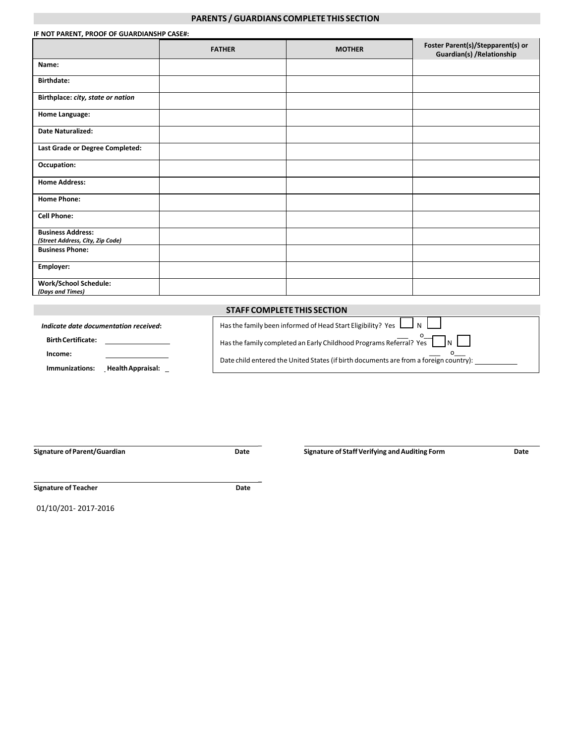## PARENTS / GUARDIANS COMPLETE THIS SECTION

**IF NOT PARENT, PROOF OF GUARDIANSHP CASE#:**

| | FATHER | MOTHER | Foster Parent(s)/Stepparent(s) or Guardian(s) /Relationship |
|---|---|---|---|
| **Name:** | | | |
| **Birthdate:** | | | |
| **Birthplace:** ***city, state or nation*** | | | |
| **Home Language:** | | | |
| **Date Naturalized:** | | | |
| **Last Grade or Degree Completed:** | | | |
| **Occupation:** | | | |
| **Home Address:** | | | |
| **Home Phone:** | | | |
| **Cell Phone:** | | | |
| **Business Address:** ***(Street Address, City, Zip Code)*** | | | |
| **Business Phone:** | | | |
| **Employer:** | | | |
| **Work/School Schedule:** ***(Days and Times)*** | | | |

## STAFF COMPLETE THIS SECTION

***Indicate date documentation received*:**

**Birth Certificate:** ____________

**Income:** ____________

**Immunizations:** ____ **Health Appraisal:** ____

Has the family been informed of Head Start Eligibility? Yes ☐ No ☐

Has the family completed an Early Childhood Programs Referral? Yes ☐ No ☐

Date child entered the United States (if birth documents are from a foreign country): ____________

**Signature of Parent/Guardian** **Date**

**Signature of Staff Verifying and Auditing Form** **Date**

**Signature of Teacher** **Date**

01/10/201- 2017-2016